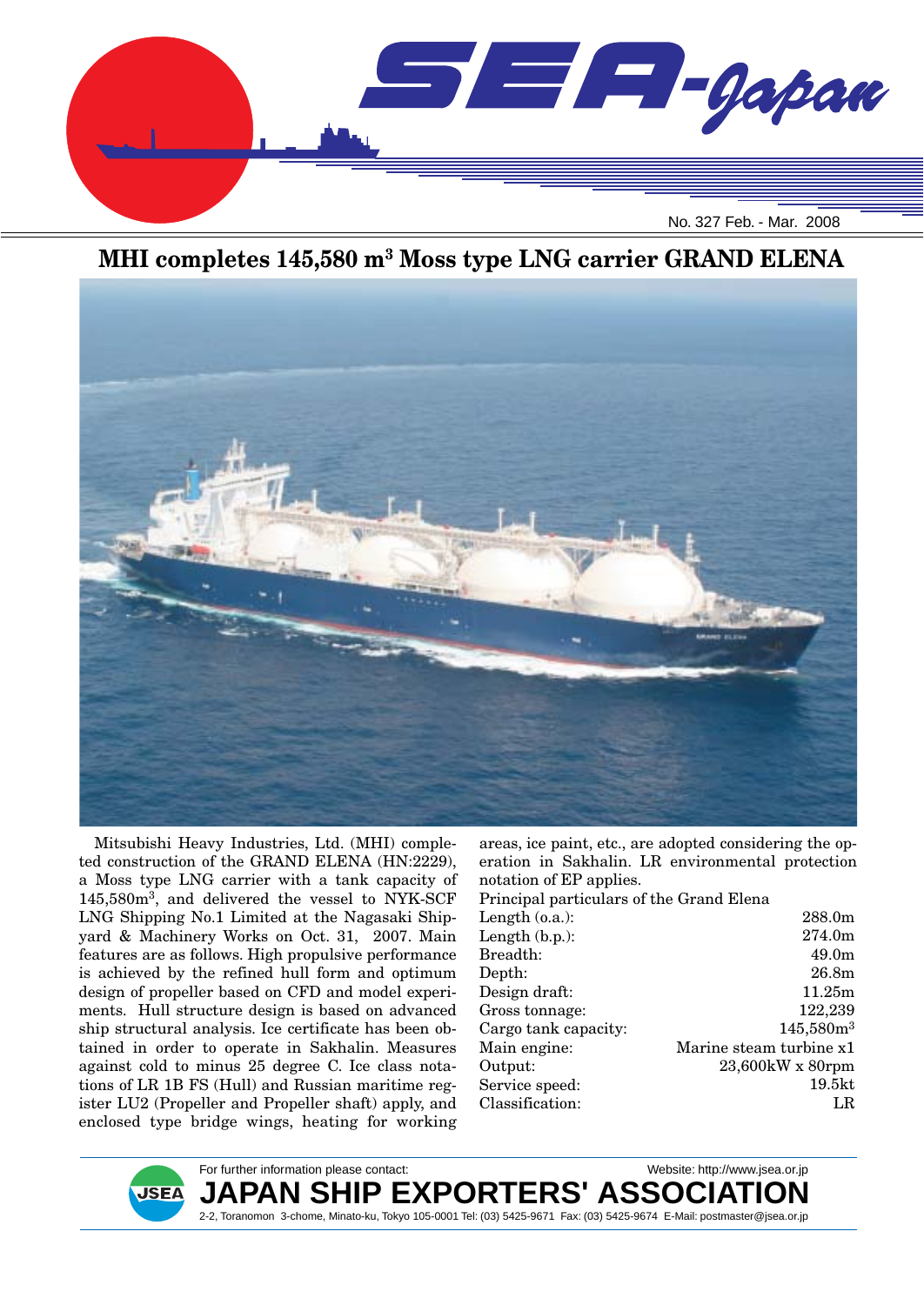# MHI completes 145,580 m³ Moss type LNG carrier GRAND ELENA

Mitsubishi Heavy Industries, Ltd. (MHI) completed construction of the GRAND ELENA (HN:2229), a Moss type LNG carrier with a tank capacity of 145,580m³, and delivered the vessel to NYK-SCF LNG Shipping No.1 Limited at the Nagasaki Shipyard & Machinery Works on Oct. 31, 2007. Main features are as follows. High propulsive performance is achieved by the refined hull form and optimum design of propeller based on CFD and model experiments. Hull structure design is based on advanced ship structural analysis. Ice certificate has been obtained in order to operate in Sakhalin. Measures against cold to minus 25 degree C. Ice class notations of LR 1B FS (Hull) and Russian maritime register LU2 (Propeller and Propeller shaft) apply, and enclosed type bridge wings, heating for working areas, ice paint, etc., are adopted considering the operation in Sakhalin. LR environmental protection notation of EP applies.

Principal particulars of the Grand Elena

| | |
|---|---|
| Length (o.a.): | 288.0m |
| Length (b.p.): | 274.0m |
| Breadth: | 49.0m |
| Depth: | 26.8m |
| Design draft: | 11.25m |
| Gross tonnage: | 122,239 |
| Cargo tank capacity: | 145,580m³ |
| Main engine: | Marine steam turbine x1 |
| Output: | 23,600kW x 80rpm |
| Service speed: | 19.5kt |
| Classification: | LR |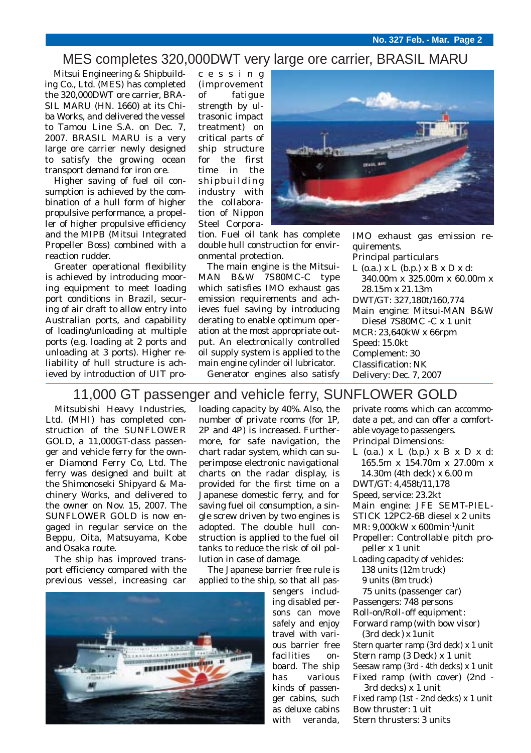# MES completes 320,000DWT very large ore carrier, BRASIL MARU

Mitsui Engineering & Shipbuilding Co., Ltd. (MES) has completed the 320,000DWT ore carrier, BRASIL MARU (HN. 1660) at its Chiba Works, and delivered the vessel to Tamou Line S.A. on Dec. 7, 2007. BRASIL MARU is a very large ore carrier newly designed to satisfy the growing ocean transport demand for iron ore.

Higher saving of fuel oil consumption is achieved by the combination of a hull form of higher propulsive performance, a propeller of higher propulsive efficiency and the MIPB (Mitsui Integrated Propeller Boss) combined with a reaction rudder.

Greater operational flexibility is achieved by introducing mooring equipment to meet loading port conditions in Brazil, securing of air draft to allow entry into Australian ports, and capability of loading/unloading at multiple ports (e.g. loading at 2 ports and unloading at 3 ports). Higher reliability of hull structure is achieved by introduction of UIT processing (improvement of fatigue strength by ultrasonic impact treatment) on critical parts of ship structure for the first time in the shipbuilding industry with the collaboration of Nippon Steel Corporation. Fuel oil tank has complete double hull construction for environmental protection.

The main engine is the Mitsui-MAN B&W 7S80MC-C type which satisfies IMO exhaust gas emission requirements and achieves fuel saving by introducing derating to enable optimum operation at the most appropriate output. An electronically controlled oil supply system is applied to the main engine cylinder oil lubricator.

Generator engines also satisfy IMO exhaust gas emission requirements.

Principal particulars

- L (o.a.) x L (b.p.) x B x D x d: 340.00m x 325.00m x 60.00m x 28.15m x 21.13m
- DWT/GT: 327,180t/160,774
- Main engine: Mitsui-MAN B&W Diesel 7S80MC -C x 1 unit
- MCR: 23,640kW x 66rpm
- Speed: 15.0kt
- Complement: 30
- Classification: NK
- Delivery: Dec. 7, 2007

# 11,000 GT passenger and vehicle ferry, SUNFLOWER GOLD

Mitsubishi Heavy Industries, Ltd. (MHI) has completed construction of the SUNFLOWER GOLD, a 11,000GT-class passenger and vehicle ferry for the owner Diamond Ferry Co, Ltd. The ferry was designed and built at the Shimonoseki Shipyard & Machinery Works, and delivered to the owner on Nov. 15, 2007. The SUNFLOWER GOLD is now engaged in regular service on the Beppu, Oita, Matsuyama, Kobe and Osaka route.

The ship has improved transport efficiency compared with the previous vessel, increasing car loading capacity by 40%. Also, the number of private rooms (for 1P, 2P and 4P) is increased. Furthermore, for safe navigation, the chart radar system, which can superimpose electronic navigational charts on the radar display, is provided for the first time on a Japanese domestic ferry, and for saving fuel oil consumption, a single screw driven by two engines is adopted. The double hull construction is applied to the fuel oil tanks to reduce the risk of oil pollution in case of damage.

The Japanese barrier free rule is applied to the ship, so that all passengers including disabled persons can move safely and enjoy travel with various barrier free facilities onboard. The ship has various kinds of passenger cabins, such as deluxe cabins with veranda, private rooms which can accommodate a pet, and can offer a comfortable voyage to passengers.

Principal Dimensions:

- L (o.a.) x L (b.p.) x B x D x d: 165.5m x 154.70m x 27.00m x 14.30m (4th deck) x 6.00 m
- DWT/GT: 4,458t/11,178
- Speed, service: 23.2kt
- Main engine: JFE SEMT-PIELSTICK 12PC2-6B diesel x 2 units
- MR: 9,000kW x 600min$^{-1}$/unit
- Propeller: Controllable pitch propeller x 1 unit
- Loading capacity of vehicles:
  - 138 units (12m truck)
  - 9 units (8m truck)
  - 75 units (passenger car)
- Passengers: 748 persons
- Roll-on/Roll-off equipment:
  - Forward ramp (with bow visor) (3rd deck) x 1unit
  - Stern quarter ramp (3rd deck) x 1 unit
  - Stern ramp (3 Deck) x 1 unit
  - Seesaw ramp (3rd - 4th decks) x 1 unit
  - Fixed ramp (with cover) (2nd - 3rd decks) x 1 unit
  - Fixed ramp (1st - 2nd decks) x 1 unit
- Bow thruster: 1 uit
- Stern thrusters: 3 units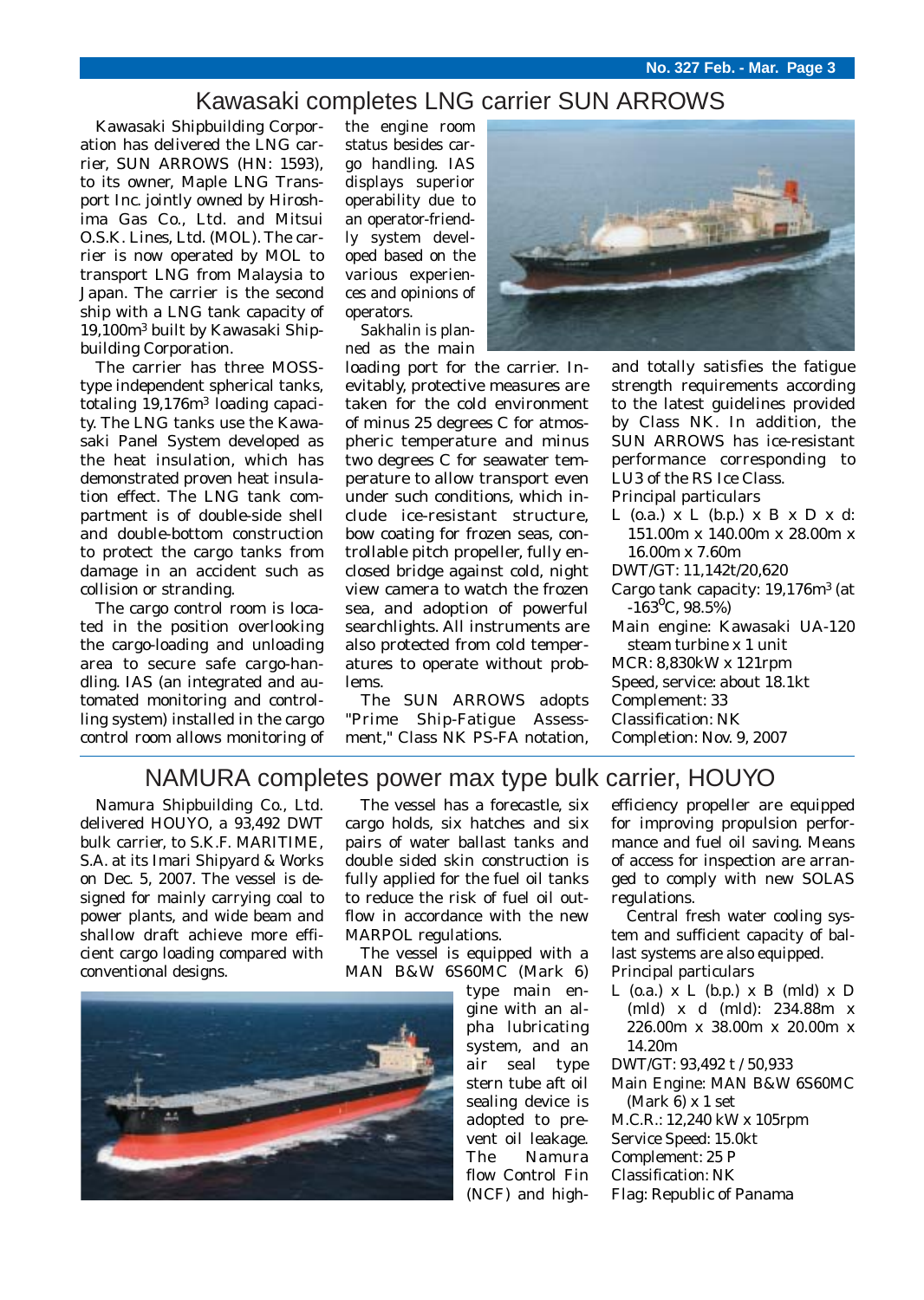## Kawasaki completes LNG carrier SUN ARROWS

Kawasaki Shipbuilding Corporation has delivered the LNG carrier, SUN ARROWS (HN: 1593), to its owner, Maple LNG Transport Inc. jointly owned by Hiroshima Gas Co., Ltd. and Mitsui O.S.K. Lines, Ltd. (MOL). The carrier is now operated by MOL to transport LNG from Malaysia to Japan. The carrier is the second ship with a LNG tank capacity of 19,100m$^3$ built by Kawasaki Shipbuilding Corporation.

The carrier has three MOSS-type independent spherical tanks, totaling 19,176m$^3$ loading capacity. The LNG tanks use the Kawasaki Panel System developed as the heat insulation, which has demonstrated proven heat insulation effect. The LNG tank compartment is of double-side shell and double-bottom construction to protect the cargo tanks from damage in an accident such as collision or stranding.

The cargo control room is located in the position overlooking the cargo-loading and unloading area to secure safe cargo-handling. IAS (an integrated and automated monitoring and controlling system) installed in the cargo control room allows monitoring of the engine room status besides cargo handling. IAS displays superior operability due to an operator-friendly system developed based on the various experiences and opinions of operators.

Sakhalin is planned as the main loading port for the carrier. Inevitably, protective measures are taken for the cold environment of minus 25 degrees C for atmospheric temperature and minus two degrees C for seawater temperature to allow transport even under such conditions, which include ice-resistant structure, bow coating for frozen seas, controllable pitch propeller, fully enclosed bridge against cold, night view camera to watch the frozen sea, and adoption of powerful searchlights. All instruments are also protected from cold temperatures to operate without problems.

The SUN ARROWS adopts "Prime Ship-Fatigue Assessment," Class NK PS-FA notation, and totally satisfies the fatigue strength requirements according to the latest guidelines provided by Class NK. In addition, the SUN ARROWS has ice-resistant performance corresponding to LU3 of the RS Ice Class.

Principal particulars

- L (o.a.) x L (b.p.) x B x D x d: 151.00m x 140.00m x 28.00m x 16.00m x 7.60m
- DWT/GT: 11,142t/20,620
- Cargo tank capacity: 19,176m$^3$ (at -163$^{\circ}$C, 98.5%)
- Main engine: Kawasaki UA-120 steam turbine x 1 unit
- MCR: 8,830kW x 121rpm
- Speed, service: about 18.1kt
- Complement: 33
- Classification: NK
- Completion: Nov. 9, 2007

## NAMURA completes power max type bulk carrier, HOUYO

Namura Shipbuilding Co., Ltd. delivered HOUYO, a 93,492 DWT bulk carrier, to S.K.F. MARITIME, S.A. at its Imari Shipyard & Works on Dec. 5, 2007. The vessel is designed for mainly carrying coal to power plants, and wide beam and shallow draft achieve more efficient cargo loading compared with conventional designs.

The vessel has a forecastle, six cargo holds, six hatches and six pairs of water ballast tanks and double sided skin construction is fully applied for the fuel oil tanks to reduce the risk of fuel oil outflow in accordance with the new MARPOL regulations.

The vessel is equipped with a MAN B&W 6S60MC (Mark 6) type main engine with an alpha lubricating system, and an air seal type stern tube aft oil sealing device is adopted to prevent oil leakage. The Namura flow Control Fin (NCF) and high-efficiency propeller are equipped for improving propulsion performance and fuel oil saving. Means of access for inspection are arranged to comply with new SOLAS regulations.

Central fresh water cooling system and sufficient capacity of ballast systems are also equipped.

Principal particulars

- L (o.a.) x L (b.p.) x B (mld) x D (mld) x d (mld): 234.88m x 226.00m x 38.00m x 20.00m x 14.20m
- DWT/GT: 93,492 t / 50,933
- Main Engine: MAN B&W 6S60MC (Mark 6) x 1 set
- M.C.R.: 12,240 kW x 105rpm
- Service Speed: 15.0kt
- Complement: 25 P
- Classification: NK
- Flag: Republic of Panama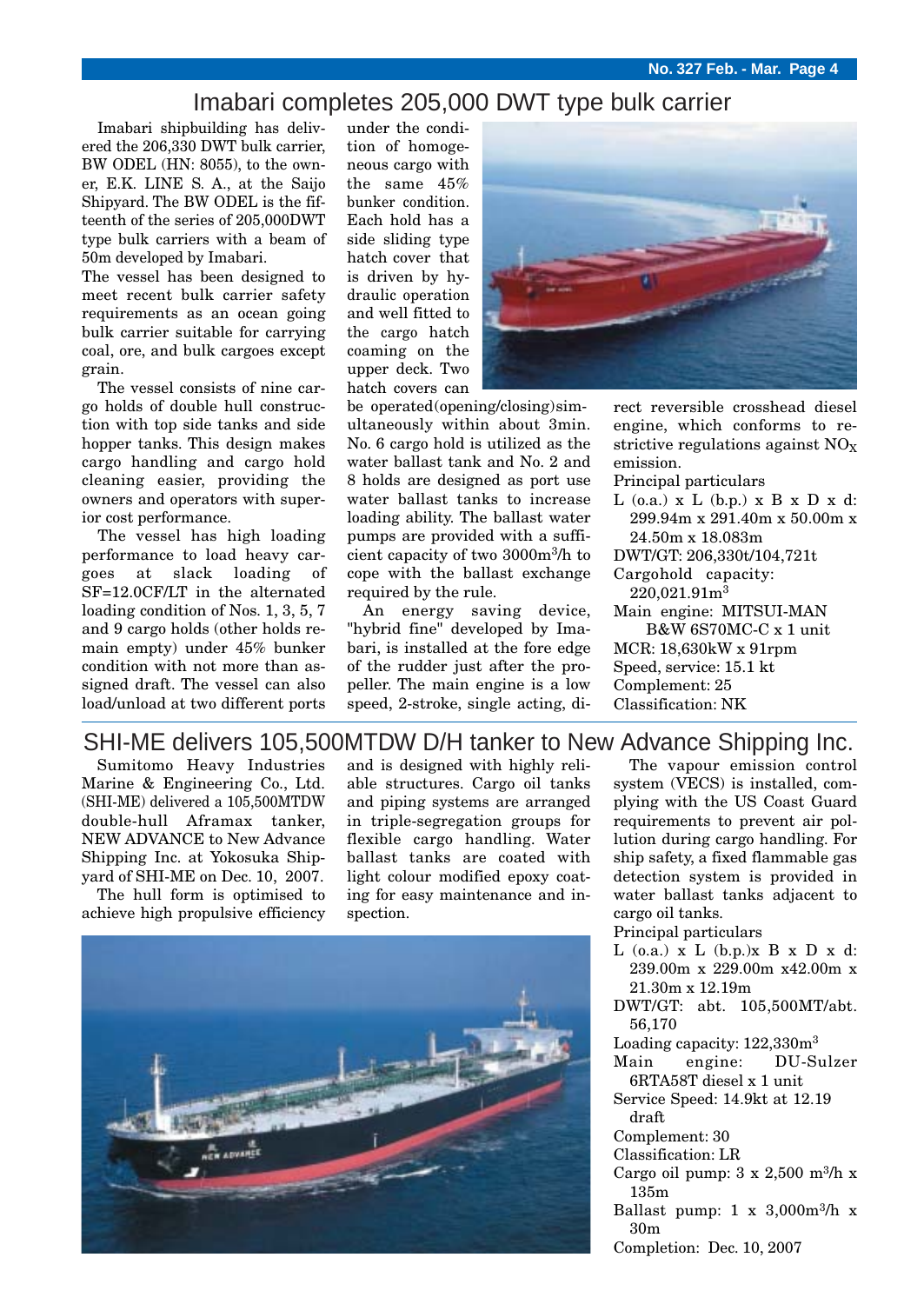## Imabari completes 205,000 DWT type bulk carrier

Imabari shipbuilding has delivered the 206,330 DWT bulk carrier, BW ODEL (HN: 8055), to the owner, E.K. LINE S. A., at the Saijo Shipyard. The BW ODEL is the fifteenth of the series of 205,000DWT type bulk carriers with a beam of 50m developed by Imabari.

The vessel has been designed to meet recent bulk carrier safety requirements as an ocean going bulk carrier suitable for carrying coal, ore, and bulk cargoes except grain.

The vessel consists of nine cargo holds of double hull construction with top side tanks and side hopper tanks. This design makes cargo handling and cargo hold cleaning easier, providing the owners and operators with superior cost performance.

The vessel has high loading performance to load heavy cargoes at slack loading of SF=12.0CF/LT in the alternated loading condition of Nos. 1, 3, 5, 7 and 9 cargo holds (other holds remain empty) under 45% bunker condition with not more than assigned draft. The vessel can also load/unload at two different ports under the condition of homogeneous cargo with the same 45% bunker condition. Each hold has a side sliding type hatch cover that is driven by hydraulic operation and well fitted to the cargo hatch coaming on the upper deck. Two hatch covers can be operated(opening/closing)simultaneously within about 3min. No. 6 cargo hold is utilized as the water ballast tank and No. 2 and 8 holds are designed as port use water ballast tanks to increase loading ability. The ballast water pumps are provided with a sufficient capacity of two 3000m$^3$/h to cope with the ballast exchange required by the rule.

An energy saving device, "hybrid fine" developed by Imabari, is installed at the fore edge of the rudder just after the propeller. The main engine is a low speed, 2-stroke, single acting, direct reversible crosshead diesel engine, which conforms to restrictive regulations against $NO_X$ emission.

Principal particulars

- L (o.a.) x L (b.p.) x B x D x d: 299.94m x 291.40m x 50.00m x 24.50m x 18.083m
- DWT/GT: 206,330t/104,721t
- Cargohold capacity: 220,021.91m$^3$
- Main engine: MITSUI-MAN B&W 6S70MC-C x 1 unit
- MCR: 18,630kW x 91rpm
- Speed, service: 15.1 kt
- Complement: 25
- Classification: NK

## SHI-ME delivers 105,500MTDW D/H tanker to New Advance Shipping Inc.

Sumitomo Heavy Industries Marine & Engineering Co., Ltd. (SHI-ME) delivered a 105,500MTDW double-hull Aframax tanker, NEW ADVANCE to New Advance Shipping Inc. at Yokosuka Shipyard of SHI-ME on Dec. 10, 2007.

The hull form is optimised to achieve high propulsive efficiency and is designed with highly reliable structures. Cargo oil tanks and piping systems are arranged in triple-segregation groups for flexible cargo handling. Water ballast tanks are coated with light colour modified epoxy coating for easy maintenance and inspection.

The vapour emission control system (VECS) is installed, complying with the US Coast Guard requirements to prevent air pollution during cargo handling. For ship safety, a fixed flammable gas detection system is provided in water ballast tanks adjacent to cargo oil tanks.

Principal particulars

- L (o.a.) x L (b.p.)x B x D x d: 239.00m x 229.00m x42.00m x 21.30m x 12.19m
- DWT/GT: abt. 105,500MT/abt. 56,170
- Loading capacity: 122,330m$^3$
- Main engine: DU-Sulzer 6RTA58T diesel x 1 unit
- Service Speed: 14.9kt at 12.19 draft
- Complement: 30
- Classification: LR
- Cargo oil pump: 3 x 2,500 m$^3$/h x 135m
- Ballast pump: 1 x 3,000m$^3$/h x 30m
- Completion: Dec. 10, 2007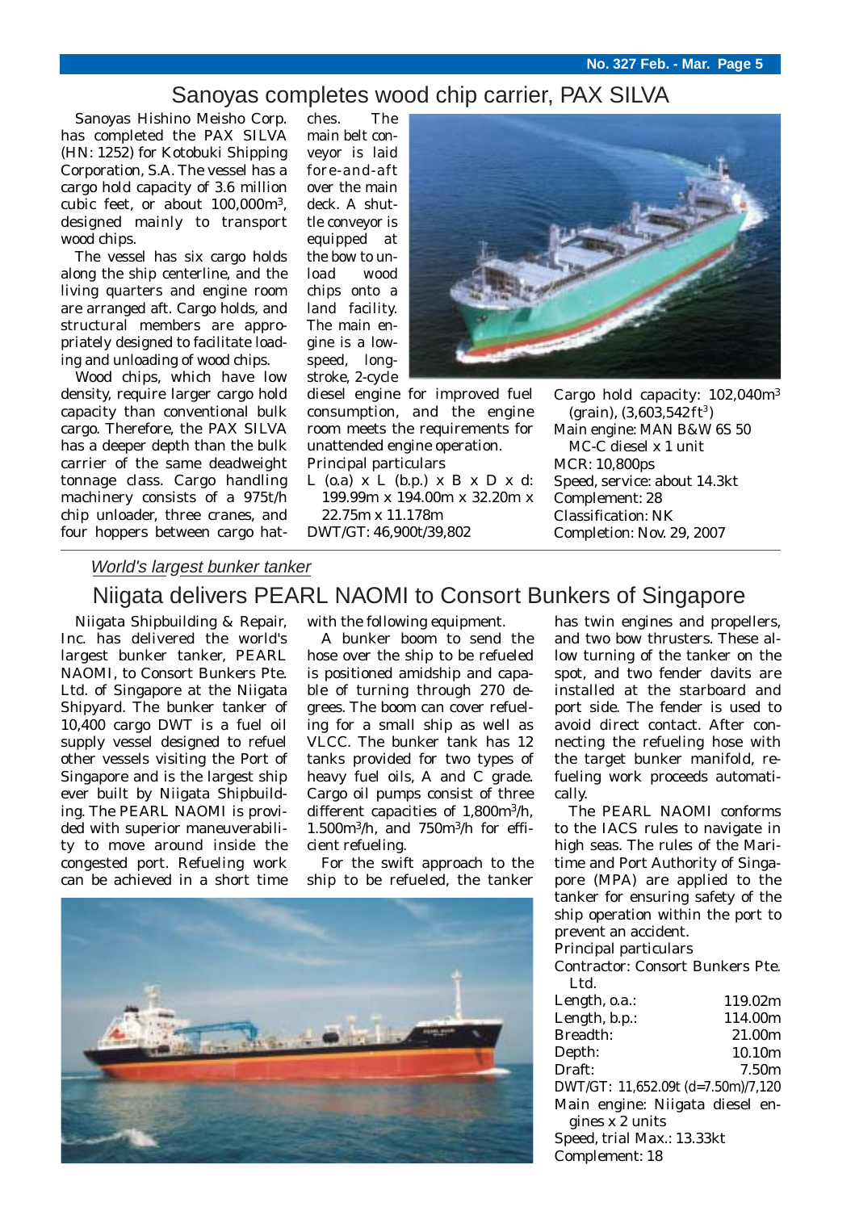# Sanoyas completes wood chip carrier, PAX SILVA

Sanoyas Hishino Meisho Corp. has completed the PAX SILVA (HN: 1252) for Kotobuki Shipping Corporation, S.A. The vessel has a cargo hold capacity of 3.6 million cubic feet, or about 100,000m$^3$, designed mainly to transport wood chips.

The vessel has six cargo holds along the ship centerline, and the living quarters and engine room are arranged aft. Cargo holds, and structural members are appropriately designed to facilitate loading and unloading of wood chips.

Wood chips, which have low density, require larger cargo hold capacity than conventional bulk cargo. Therefore, the PAX SILVA has a deeper depth than the bulk carrier of the same deadweight tonnage class. Cargo handling machinery consists of a 975t/h chip unloader, three cranes, and four hoppers between cargo hatches. The main belt conveyor is laid fore-and-aft over the main deck. A shuttle conveyor is equipped at the bow to unload wood chips onto a land facility. The main engine is a low-speed, long-stroke, 2-cycle diesel engine for improved fuel consumption, and the engine room meets the requirements for unattended engine operation.

Principal particulars

L (o.a) x L (b.p.) x B x D x d: 199.99m x 194.00m x 32.20m x 22.75m x 11.178m

DWT/GT: 46,900t/39,802

Cargo hold capacity: 102,040m$^3$ (grain), (3,603,542ft$^3$)

Main engine: MAN B&W 6S 50 MC-C diesel x 1 unit

MCR: 10,800ps

Speed, service: about 14.3kt

Complement: 28

Classification: NK

Completion: Nov. 29, 2007

*World's largest bunker tanker*

# Niigata delivers PEARL NAOMI to Consort Bunkers of Singapore

Niigata Shipbuilding & Repair, Inc. has delivered the world's largest bunker tanker, PEARL NAOMI, to Consort Bunkers Pte. Ltd. of Singapore at the Niigata Shipyard. The bunker tanker of 10,400 cargo DWT is a fuel oil supply vessel designed to refuel other vessels visiting the Port of Singapore and is the largest ship ever built by Niigata Shipbuilding. The PEARL NAOMI is provided with superior maneuverability to move around inside the congested port. Refueling work can be achieved in a short time with the following equipment.

A bunker boom to send the hose over the ship to be refueled is positioned amidship and capable of turning through 270 degrees. The boom can cover refueling for a small ship as well as VLCC. The bunker tank has 12 tanks provided for two types of heavy fuel oils, A and C grade. Cargo oil pumps consist of three different capacities of 1,800m$^3$/h, 1.500m$^3$/h, and 750m$^3$/h for efficient refueling.

For the swift approach to the ship to be refueled, the tanker has twin engines and propellers, and two bow thrusters. These allow turning of the tanker on the spot, and two fender davits are installed at the starboard and port side. The fender is used to avoid direct contact. After connecting the refueling hose with the target bunker manifold, refueling work proceeds automatically.

The PEARL NAOMI conforms to the IACS rules to navigate in high seas. The rules of the Maritime and Port Authority of Singapore (MPA) are applied to the tanker for ensuring safety of the ship operation within the port to prevent an accident.

Principal particulars

Contractor: Consort Bunkers Pte. Ltd.

| | |
|---|---|
| Length, o.a.: | 119.02m |
| Length, b.p.: | 114.00m |
| Breadth: | 21.00m |
| Depth: | 10.10m |
| Draft: | 7.50m |

DWT/GT: 11,652.09t (d=7.50m)/7,120

Main engine: Niigata diesel engines x 2 units

Speed, trial Max.: 13.33kt

Complement: 18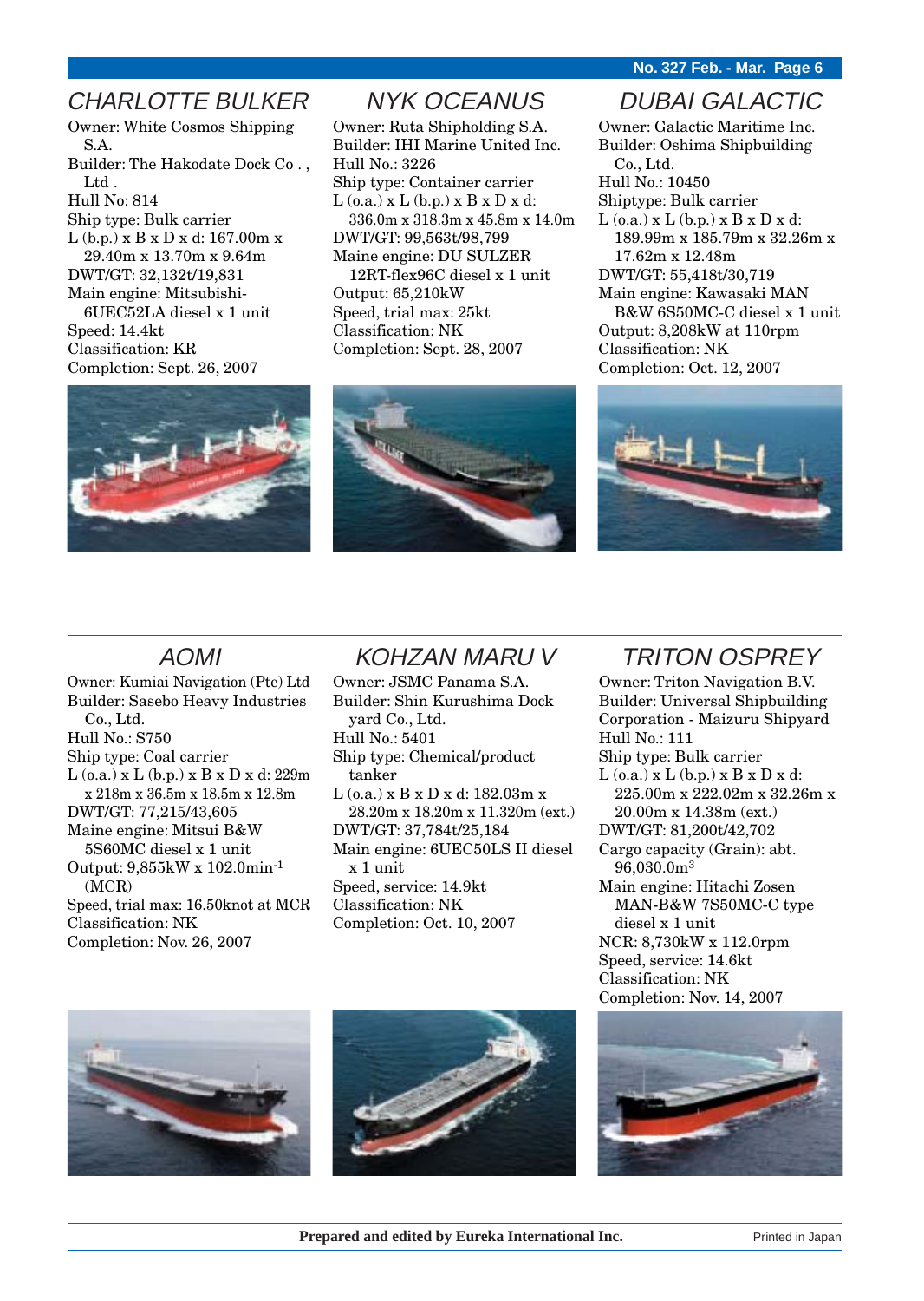## CHARLOTTE BULKER

Owner: White Cosmos Shipping S.A.
Builder: The Hakodate Dock Co . , Ltd .
Hull No: 814
Ship type: Bulk carrier
L (b.p.) x B x D x d: 167.00m x 29.40m x 13.70m x 9.64m
DWT/GT: 32,132t/19,831
Main engine: Mitsubishi-6UEC52LA diesel x 1 unit
Speed: 14.4kt
Classification: KR
Completion: Sept. 26, 2007

## NYK OCEANUS

Owner: Ruta Shipholding S.A.
Builder: IHI Marine United Inc.
Hull No.: 3226
Ship type: Container carrier
L (o.a.) x L (b.p.) x B x D x d: 336.0m x 318.3m x 45.8m x 14.0m
DWT/GT: 99,563t/98,799
Maine engine: DU SULZER 12RT-flex96C diesel x 1 unit
Output: 65,210kW
Speed, trial max: 25kt
Classification: NK
Completion: Sept. 28, 2007

## DUBAI GALACTIC

Owner: Galactic Maritime Inc.
Builder: Oshima Shipbuilding Co., Ltd.
Hull No.: 10450
Shiptype: Bulk carrier
L (o.a.) x L (b.p.) x B x D x d: 189.99m x 185.79m x 32.26m x 17.62m x 12.48m
DWT/GT: 55,418t/30,719
Main engine: Kawasaki MAN B&W 6S50MC-C diesel x 1 unit
Output: 8,208kW at 110rpm
Classification: NK
Completion: Oct. 12, 2007

## AOMI

Owner: Kumiai Navigation (Pte) Ltd
Builder: Sasebo Heavy Industries Co., Ltd.
Hull No.: S750
Ship type: Coal carrier
L (o.a.) x L (b.p.) x B x D x d: 229m x 218m x 36.5m x 18.5m x 12.8m
DWT/GT: 77,215/43,605
Maine engine: Mitsui B&W 5S60MC diesel x 1 unit
Output: 9,855kW x 102.0min$^{-1}$ (MCR)
Speed, trial max: 16.50knot at MCR
Classification: NK
Completion: Nov. 26, 2007

## KOHZAN MARU V

Owner: JSMC Panama S.A.
Builder: Shin Kurushima Dock yard Co., Ltd.
Hull No.: 5401
Ship type: Chemical/product tanker
L (o.a.) x B x D x d: 182.03m x 28.20m x 18.20m x 11.320m (ext.)
DWT/GT: 37,784t/25,184
Main engine: 6UEC50LS II diesel x 1 unit
Speed, service: 14.9kt
Classification: NK
Completion: Oct. 10, 2007

## TRITON OSPREY

Owner: Triton Navigation B.V.
Builder: Universal Shipbuilding Corporation - Maizuru Shipyard
Hull No.: 111
Ship type: Bulk carrier
L (o.a.) x L (b.p.) x B x D x d: 225.00m x 222.02m x 32.26m x 20.00m x 14.38m (ext.)
DWT/GT: 81,200t/42,702
Cargo capacity (Grain): abt. 96,030.0m$^3$
Main engine: Hitachi Zosen MAN-B&W 7S50MC-C type diesel x 1 unit
NCR: 8,730kW x 112.0rpm
Speed, service: 14.6kt
Classification: NK
Completion: Nov. 14, 2007

**Prepared and edited by Eureka International Inc.**

Printed in Japan